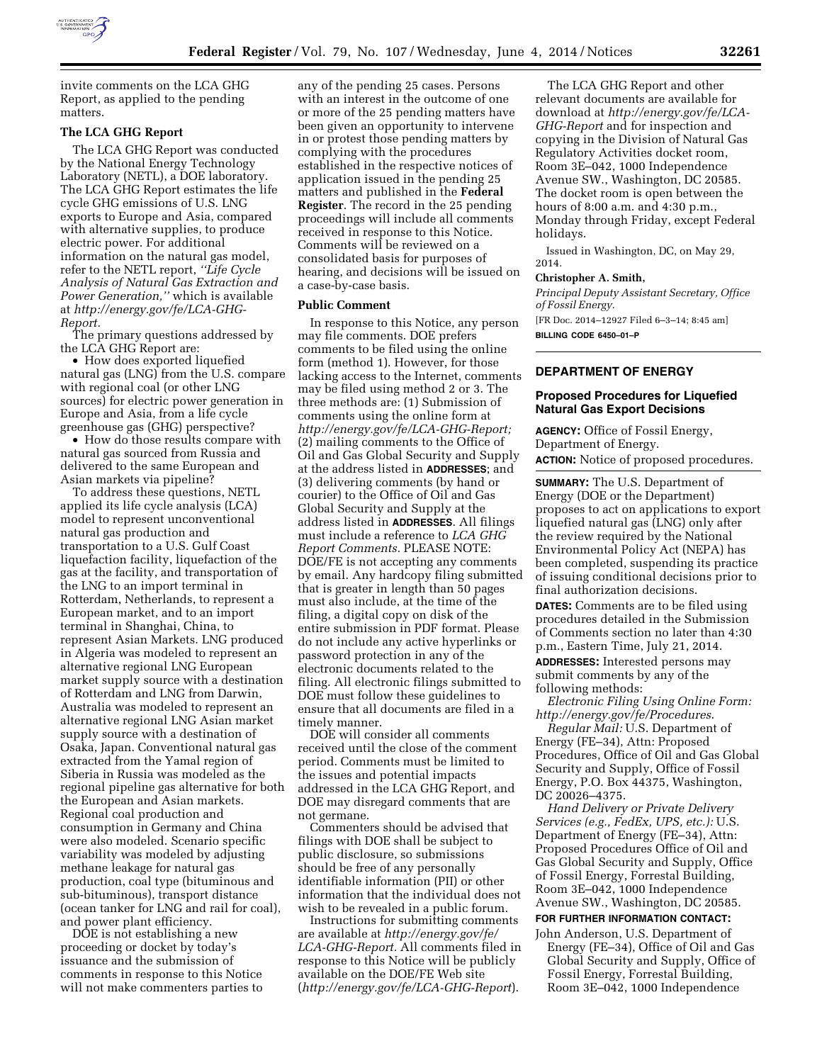invite comments on the LCA GHG Report, as applied to the pending matters.

### The LCA GHG Report

The LCA GHG Report was conducted by the National Energy Technology Laboratory (NETL), a DOE laboratory. The LCA GHG Report estimates the life cycle GHG emissions of U.S. LNG exports to Europe and Asia, compared with alternative supplies, to produce electric power. For additional information on the natural gas model, refer to the NETL report, *"Life Cycle Analysis of Natural Gas Extraction and Power Generation,"* which is available at *http://energy.gov/fe/LCA-GHG-Report.*

The primary questions addressed by the LCA GHG Report are:

- How does exported liquefied natural gas (LNG) from the U.S. compare with regional coal (or other LNG sources) for electric power generation in Europe and Asia, from a life cycle greenhouse gas (GHG) perspective?
- How do those results compare with natural gas sourced from Russia and delivered to the same European and Asian markets via pipeline?

To address these questions, NETL applied its life cycle analysis (LCA) model to represent unconventional natural gas production and transportation to a U.S. Gulf Coast liquefaction facility, liquefaction of the gas at the facility, and transportation of the LNG to an import terminal in Rotterdam, Netherlands, to represent a European market, and to an import terminal in Shanghai, China, to represent Asian Markets. LNG produced in Algeria was modeled to represent an alternative regional LNG European market supply source with a destination of Rotterdam and LNG from Darwin, Australia was modeled to represent an alternative regional LNG Asian market supply source with a destination of Osaka, Japan. Conventional natural gas extracted from the Yamal region of Siberia in Russia was modeled as the regional pipeline gas alternative for both the European and Asian markets. Regional coal production and consumption in Germany and China were also modeled. Scenario specific variability was modeled by adjusting methane leakage for natural gas production, coal type (bituminous and sub-bituminous), transport distance (ocean tanker for LNG and rail for coal), and power plant efficiency.

DOE is not establishing a new proceeding or docket by today's issuance and the submission of comments in response to this Notice will not make commenters parties to any of the pending 25 cases. Persons with an interest in the outcome of one or more of the 25 pending matters have been given an opportunity to intervene in or protest those pending matters by complying with the procedures established in the respective notices of application issued in the pending 25 matters and published in the **Federal Register**. The record in the 25 pending proceedings will include all comments received in response to this Notice. Comments will be reviewed on a consolidated basis for purposes of hearing, and decisions will be issued on a case-by-case basis.

### Public Comment

In response to this Notice, any person may file comments. DOE prefers comments to be filed using the online form (method 1). However, for those lacking access to the Internet, comments may be filed using method 2 or 3. The three methods are: (1) Submission of comments using the online form at *http://energy.gov/fe/LCA-GHG-Report;* (2) mailing comments to the Office of Oil and Gas Global Security and Supply at the address listed in **ADDRESSES**; and (3) delivering comments (by hand or courier) to the Office of Oil and Gas Global Security and Supply at the address listed in **ADDRESSES**. All filings must include a reference to *LCA GHG Report Comments.* PLEASE NOTE: DOE/FE is not accepting any comments by email. Any hardcopy filing submitted that is greater in length than 50 pages must also include, at the time of the filing, a digital copy on disk of the entire submission in PDF format. Please do not include any active hyperlinks or password protection in any of the electronic documents related to the filing. All electronic filings submitted to DOE must follow these guidelines to ensure that all documents are filed in a timely manner.

DOE will consider all comments received until the close of the comment period. Comments must be limited to the issues and potential impacts addressed in the LCA GHG Report, and DOE may disregard comments that are not germane.

Commenters should be advised that filings with DOE shall be subject to public disclosure, so submissions should be free of any personally identifiable information (PII) or other information that the individual does not wish to be revealed in a public forum.

Instructions for submitting comments are available at *http://energy.gov/fe/LCA-GHG-Report.* All comments filed in response to this Notice will be publicly available on the DOE/FE Web site (*http://energy.gov/fe/LCA-GHG-Report*).

The LCA GHG Report and other relevant documents are available for download at *http://energy.gov/fe/LCA-GHG-Report* and for inspection and copying in the Division of Natural Gas Regulatory Activities docket room, Room 3E–042, 1000 Independence Avenue SW., Washington, DC 20585. The docket room is open between the hours of 8:00 a.m. and 4:30 p.m., Monday through Friday, except Federal holidays.

Issued in Washington, DC, on May 29, 2014.

**Christopher A. Smith,**

*Principal Deputy Assistant Secretary, Office of Fossil Energy.*

[FR Doc. 2014–12927 Filed 6–3–14; 8:45 am]

**BILLING CODE 6450–01–P**

---

## DEPARTMENT OF ENERGY

### Proposed Procedures for Liquefied Natural Gas Export Decisions

**AGENCY:** Office of Fossil Energy, Department of Energy.

**ACTION:** Notice of proposed procedures.

**SUMMARY:** The U.S. Department of Energy (DOE or the Department) proposes to act on applications to export liquefied natural gas (LNG) only after the review required by the National Environmental Policy Act (NEPA) has been completed, suspending its practice of issuing conditional decisions prior to final authorization decisions.

**DATES:** Comments are to be filed using procedures detailed in the Submission of Comments section no later than 4:30 p.m., Eastern Time, July 21, 2014.

**ADDRESSES:** Interested persons may submit comments by any of the following methods:

*Electronic Filing Using Online Form: http://energy.gov/fe/Procedures.*

*Regular Mail:* U.S. Department of Energy (FE–34), Attn: Proposed Procedures, Office of Oil and Gas Global Security and Supply, Office of Fossil Energy, P.O. Box 44375, Washington, DC 20026–4375.

*Hand Delivery or Private Delivery Services (e.g., FedEx, UPS, etc.):* U.S. Department of Energy (FE–34), Attn: Proposed Procedures Office of Oil and Gas Global Security and Supply, Office of Fossil Energy, Forrestal Building, Room 3E–042, 1000 Independence Avenue SW., Washington, DC 20585.

**FOR FURTHER INFORMATION CONTACT:**

John Anderson, U.S. Department of Energy (FE–34), Office of Oil and Gas Global Security and Supply, Office of Fossil Energy, Forrestal Building, Room 3E–042, 1000 Independence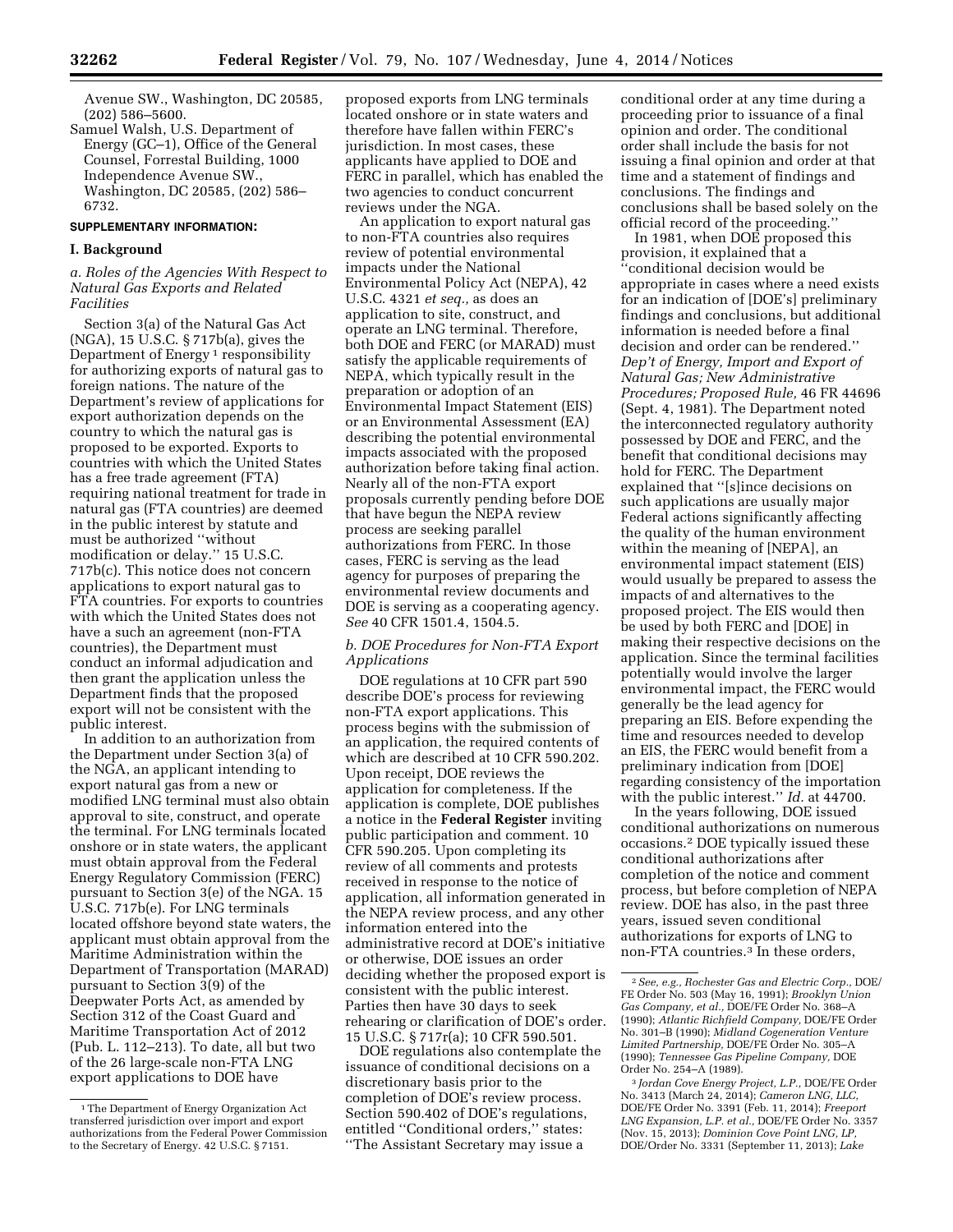Avenue SW., Washington, DC 20585, (202) 586–5600.

Samuel Walsh, U.S. Department of Energy (GC–1), Office of the General Counsel, Forrestal Building, 1000 Independence Avenue SW., Washington, DC 20585, (202) 586–6732.

**SUPPLEMENTARY INFORMATION:**

## I. Background

### *a. Roles of the Agencies With Respect to Natural Gas Exports and Related Facilities*

Section 3(a) of the Natural Gas Act (NGA), 15 U.S.C. § 717b(a), gives the Department of Energy [1] responsibility for authorizing exports of natural gas to foreign nations. The nature of the Department's review of applications for export authorization depends on the country to which the natural gas is proposed to be exported. Exports to countries with which the United States has a free trade agreement (FTA) requiring national treatment for trade in natural gas (FTA countries) are deemed in the public interest by statute and must be authorized ''without modification or delay.'' 15 U.S.C. 717b(c). This notice does not concern applications to export natural gas to FTA countries. For exports to countries with which the United States does not have a such an agreement (non-FTA countries), the Department must conduct an informal adjudication and then grant the application unless the Department finds that the proposed export will not be consistent with the public interest.

In addition to an authorization from the Department under Section 3(a) of the NGA, an applicant intending to export natural gas from a new or modified LNG terminal must also obtain approval to site, construct, and operate the terminal. For LNG terminals located onshore or in state waters, the applicant must obtain approval from the Federal Energy Regulatory Commission (FERC) pursuant to Section 3(e) of the NGA. 15 U.S.C. 717b(e). For LNG terminals located offshore beyond state waters, the applicant must obtain approval from the Maritime Administration within the Department of Transportation (MARAD) pursuant to Section 3(9) of the Deepwater Ports Act, as amended by Section 312 of the Coast Guard and Maritime Transportation Act of 2012 (Pub. L. 112–213). To date, all but two of the 26 large-scale non-FTA LNG export applications to DOE have proposed exports from LNG terminals located onshore or in state waters and therefore have fallen within FERC's jurisdiction. In most cases, these applicants have applied to DOE and FERC in parallel, which has enabled the two agencies to conduct concurrent reviews under the NGA.

An application to export natural gas to non-FTA countries also requires review of potential environmental impacts under the National Environmental Policy Act (NEPA), 42 U.S.C. 4321 *et seq.,* as does an application to site, construct, and operate an LNG terminal. Therefore, both DOE and FERC (or MARAD) must satisfy the applicable requirements of NEPA, which typically result in the preparation or adoption of an Environmental Impact Statement (EIS) or an Environmental Assessment (EA) describing the potential environmental impacts associated with the proposed authorization before taking final action. Nearly all of the non-FTA export proposals currently pending before DOE that have begun the NEPA review process are seeking parallel authorizations from FERC. In those cases, FERC is serving as the lead agency for purposes of preparing the environmental review documents and DOE is serving as a cooperating agency. *See* 40 CFR 1501.4, 1504.5.

### *b. DOE Procedures for Non-FTA Export Applications*

DOE regulations at 10 CFR part 590 describe DOE's process for reviewing non-FTA export applications. This process begins with the submission of an application, the required contents of which are described at 10 CFR 590.202. Upon receipt, DOE reviews the application for completeness. If the application is complete, DOE publishes a notice in the **Federal Register** inviting public participation and comment. 10 CFR 590.205. Upon completing its review of all comments and protests received in response to the notice of application, all information generated in the NEPA review process, and any other information entered into the administrative record at DOE's initiative or otherwise, DOE issues an order deciding whether the proposed export is consistent with the public interest. Parties then have 30 days to seek rehearing or clarification of DOE's order. 15 U.S.C. § 717r(a); 10 CFR 590.501.

DOE regulations also contemplate the issuance of conditional decisions on a discretionary basis prior to the completion of DOE's review process. Section 590.402 of DOE's regulations, entitled ''Conditional orders,'' states: ''The Assistant Secretary may issue a conditional order at any time during a proceeding prior to issuance of a final opinion and order. The conditional order shall include the basis for not issuing a final opinion and order at that time and a statement of findings and conclusions. The findings and conclusions shall be based solely on the official record of the proceeding.''

In 1981, when DOE proposed this provision, it explained that a ''conditional decision would be appropriate in cases where a need exists for an indication of [DOE's] preliminary findings and conclusions, but additional information is needed before a final decision and order can be rendered.'' *Dep't of Energy, Import and Export of Natural Gas; New Administrative Procedures; Proposed Rule,* 46 FR 44696 (Sept. 4, 1981). The Department noted the interconnected regulatory authority possessed by DOE and FERC, and the benefit that conditional decisions may hold for FERC. The Department explained that ''[s]ince decisions on such applications are usually major Federal actions significantly affecting the quality of the human environment within the meaning of [NEPA], an environmental impact statement (EIS) would usually be prepared to assess the impacts of and alternatives to the proposed project. The EIS would then be used by both FERC and [DOE] in making their respective decisions on the application. Since the terminal facilities potentially would involve the larger environmental impact, the FERC would generally be the lead agency for preparing an EIS. Before expending the time and resources needed to develop an EIS, the FERC would benefit from a preliminary indication from [DOE] regarding consistency of the importation with the public interest.'' *Id.* at 44700.

In the years following, DOE issued conditional authorizations on numerous occasions.[2] DOE typically issued these conditional authorizations after completion of the notice and comment process, but before completion of NEPA review. DOE has also, in the past three years, issued seven conditional authorizations for exports of LNG to non-FTA countries.[3] In these orders,

---

[1] The Department of Energy Organization Act transferred jurisdiction over import and export authorizations from the Federal Power Commission to the Secretary of Energy. 42 U.S.C. § 7151.

[2] *See, e.g., Rochester Gas and Electric Corp.,* DOE/FE Order No. 503 (May 16, 1991); *Brooklyn Union Gas Company, et al.,* DOE/FE Order No. 368–A (1990); *Atlantic Richfield Company,* DOE/FE Order No. 301–B (1990); *Midland Cogeneration Venture Limited Partnership,* DOE/FE Order No. 305–A (1990); *Tennessee Gas Pipeline Company,* DOE Order No. 254–A (1989).

[3] *Jordan Cove Energy Project, L.P.,* DOE/FE Order No. 3413 (March 24, 2014); *Cameron LNG, LLC,* DOE/FE Order No. 3391 (Feb. 11, 2014); *Freeport LNG Expansion, L.P. et al.,* DOE/FE Order No. 3357 (Nov. 15, 2013); *Dominion Cove Point LNG, LP,* DOE/Order No. 3331 (September 11, 2013); *Lake*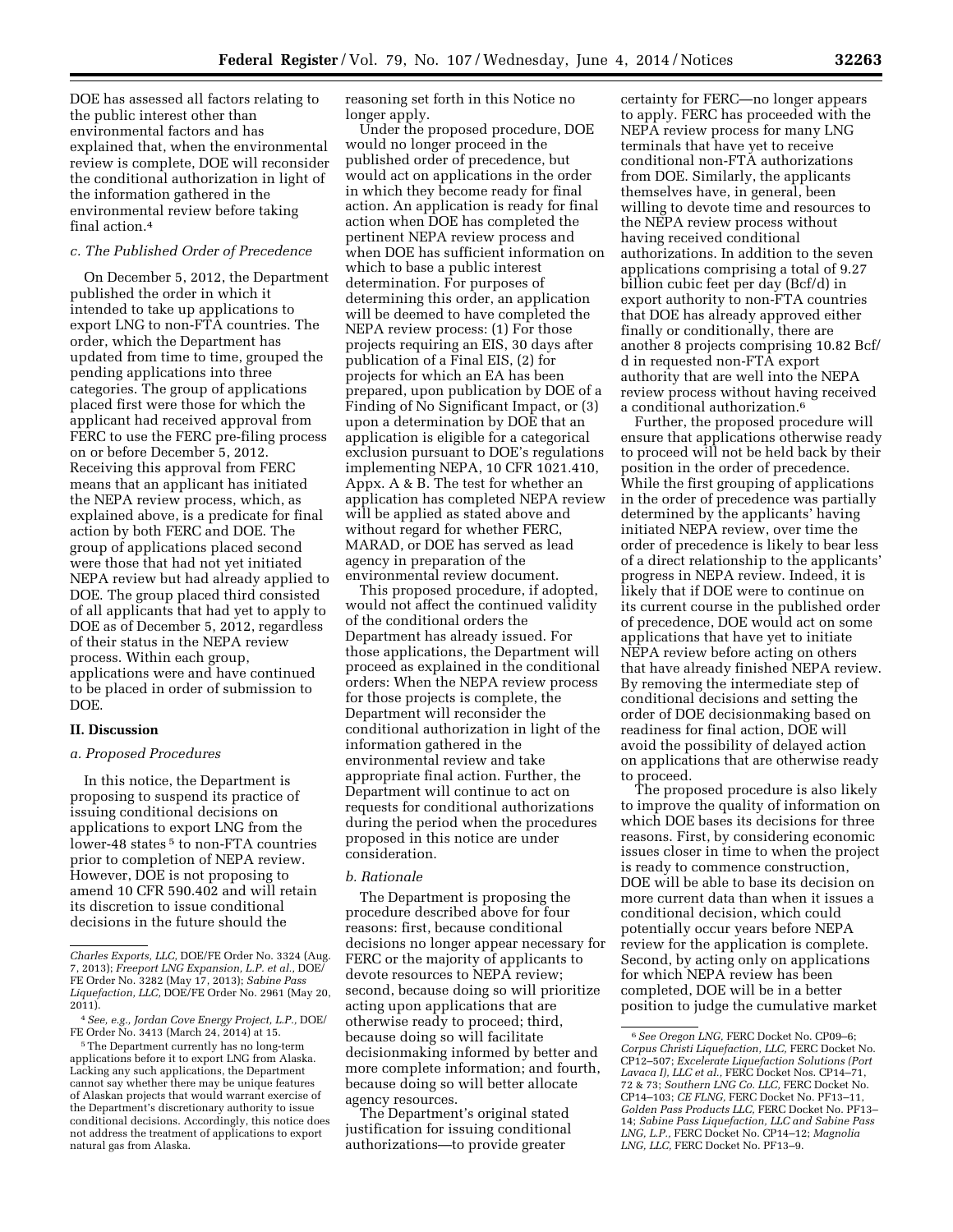DOE has assessed all factors relating to the public interest other than environmental factors and has explained that, when the environmental review is complete, DOE will reconsider the conditional authorization in light of the information gathered in the environmental review before taking final action.[4]

### c. The Published Order of Precedence

On December 5, 2012, the Department published the order in which it intended to take up applications to export LNG to non-FTA countries. The order, which the Department has updated from time to time, grouped the pending applications into three categories. The group of applications placed first were those for which the applicant had received approval from FERC to use the FERC pre-filing process on or before December 5, 2012. Receiving this approval from FERC means that an applicant has initiated the NEPA review process, which, as explained above, is a predicate for final action by both FERC and DOE. The group of applications placed second were those that had not yet initiated NEPA review but had already applied to DOE. The group placed third consisted of all applicants that had yet to apply to DOE as of December 5, 2012, regardless of their status in the NEPA review process. Within each group, applications were and have continued to be placed in order of submission to DOE.

## II. Discussion

### a. Proposed Procedures

In this notice, the Department is proposing to suspend its practice of issuing conditional decisions on applications to export LNG from the lower-48 states[5] to non-FTA countries prior to completion of NEPA review. However, DOE is not proposing to amend 10 CFR 590.402 and will retain its discretion to issue conditional decisions in the future should the reasoning set forth in this Notice no longer apply.

Under the proposed procedure, DOE would no longer proceed in the published order of precedence, but would act on applications in the order in which they become ready for final action. An application is ready for final action when DOE has completed the pertinent NEPA review process and when DOE has sufficient information on which to base a public interest determination. For purposes of determining this order, an application will be deemed to have completed the NEPA review process: (1) For those projects requiring an EIS, 30 days after publication of a Final EIS, (2) for projects for which an EA has been prepared, upon publication by DOE of a Finding of No Significant Impact, or (3) upon a determination by DOE that an application is eligible for a categorical exclusion pursuant to DOE's regulations implementing NEPA, 10 CFR 1021.410, Appx. A & B. The test for whether an application has completed NEPA review will be applied as stated above and without regard for whether FERC, MARAD, or DOE has served as lead agency in preparation of the environmental review document.

This proposed procedure, if adopted, would not affect the continued validity of the conditional orders the Department has already issued. For those applications, the Department will proceed as explained in the conditional orders: When the NEPA review process for those projects is complete, the Department will reconsider the conditional authorization in light of the information gathered in the environmental review and take appropriate final action. Further, the Department will continue to act on requests for conditional authorizations during the period when the procedures proposed in this notice are under consideration.

### b. Rationale

The Department is proposing the procedure described above for four reasons: first, because conditional decisions no longer appear necessary for FERC or the majority of applicants to devote resources to NEPA review; second, because doing so will prioritize acting upon applications that are otherwise ready to proceed; third, because doing so will facilitate decisionmaking informed by better and more complete information; and fourth, because doing so will better allocate agency resources.

The Department's original stated justification for issuing conditional authorizations—to provide greater certainty for FERC—no longer appears to apply. FERC has proceeded with the NEPA review process for many LNG terminals that have yet to receive conditional non-FTA authorizations from DOE. Similarly, the applicants themselves have, in general, been willing to devote time and resources to the NEPA review process without having received conditional authorizations. In addition to the seven applications comprising a total of 9.27 billion cubic feet per day (Bcf/d) in export authority to non-FTA countries that DOE has already approved either finally or conditionally, there are another 8 projects comprising 10.82 Bcf/d in requested non-FTA export authority that are well into the NEPA review process without having received a conditional authorization.[6]

Further, the proposed procedure will ensure that applications otherwise ready to proceed will not be held back by their position in the order of precedence. While the first grouping of applications in the order of precedence was partially determined by the applicants' having initiated NEPA review, over time the order of precedence is likely to bear less of a direct relationship to the applicants' progress in NEPA review. Indeed, it is likely that if DOE were to continue on its current course in the published order of precedence, DOE would act on some applications that have yet to initiate NEPA review before acting on others that have already finished NEPA review. By removing the intermediate step of conditional decisions and setting the order of DOE decisionmaking based on readiness for final action, DOE will avoid the possibility of delayed action on applications that are otherwise ready to proceed.

The proposed procedure is also likely to improve the quality of information on which DOE bases its decisions for three reasons. First, by considering economic issues closer in time to when the project is ready to commence construction, DOE will be able to base its decision on more current data than when it issues a conditional decision, which could potentially occur years before NEPA review for the application is complete. Second, by acting only on applications for which NEPA review has been completed, DOE will be in a better position to judge the cumulative market

---

*Charles Exports, LLC,* DOE/FE Order No. 3324 (Aug. 7, 2013); *Freeport LNG Expansion, L.P. et al.,* DOE/FE Order No. 3282 (May 17, 2013); *Sabine Pass Liquefaction, LLC,* DOE/FE Order No. 2961 (May 20, 2011).

[4] *See, e.g., Jordan Cove Energy Project, L.P.,* DOE/FE Order No. 3413 (March 24, 2014) at 15.

[5] The Department currently has no long-term applications before it to export LNG from Alaska. Lacking any such applications, the Department cannot say whether there may be unique features of Alaskan projects that would warrant exercise of the Department's discretionary authority to issue conditional decisions. Accordingly, this notice does not address the treatment of applications to export natural gas from Alaska.

[6] *See Oregon LNG,* FERC Docket No. CP09–6; *Corpus Christi Liquefaction, LLC,* FERC Docket No. CP12–507; *Excelerate Liquefaction Solutions (Port Lavaca I), LLC et al.,* FERC Docket Nos. CP14–71, 72 & 73; *Southern LNG Co. LLC,* FERC Docket No. CP14–103; *CE FLNG,* FERC Docket No. PF13–11, *Golden Pass Products LLC,* FERC Docket No. PF13–14; *Sabine Pass Liquefaction, LLC and Sabine Pass LNG, L.P.,* FERC Docket No. CP14–12; *Magnolia LNG, LLC,* FERC Docket No. PF13–9.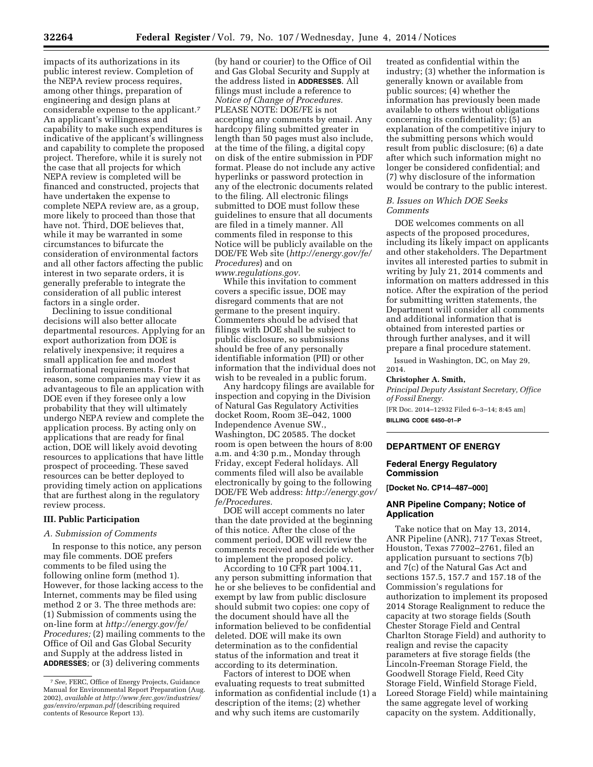impacts of its authorizations in its public interest review. Completion of the NEPA review process requires, among other things, preparation of engineering and design plans at considerable expense to the applicant.[7] An applicant's willingness and capability to make such expenditures is indicative of the applicant's willingness and capability to complete the proposed project. Therefore, while it is surely not the case that all projects for which NEPA review is completed will be financed and constructed, projects that have undertaken the expense to complete NEPA review are, as a group, more likely to proceed than those that have not. Third, DOE believes that, while it may be warranted in some circumstances to bifurcate the consideration of environmental factors and all other factors affecting the public interest in two separate orders, it is generally preferable to integrate the consideration of all public interest factors in a single order.

Declining to issue conditional decisions will also better allocate departmental resources. Applying for an export authorization from DOE is relatively inexpensive; it requires a small application fee and modest informational requirements. For that reason, some companies may view it as advantageous to file an application with DOE even if they foresee only a low probability that they will ultimately undergo NEPA review and complete the application process. By acting only on applications that are ready for final action, DOE will likely avoid devoting resources to applications that have little prospect of proceeding. These saved resources can be better deployed to providing timely action on applications that are furthest along in the regulatory review process.

### III. Public Participation

#### *A. Submission of Comments*

In response to this notice, any person may file comments. DOE prefers comments to be filed using the following online form (method 1). However, for those lacking access to the Internet, comments may be filed using method 2 or 3. The three methods are: (1) Submission of comments using the on-line form at *http://energy.gov/fe/Procedures;* (2) mailing comments to the Office of Oil and Gas Global Security and Supply at the address listed in **ADDRESSES**; or (3) delivering comments (by hand or courier) to the Office of Oil and Gas Global Security and Supply at the address listed in **ADDRESSES**. All filings must include a reference to *Notice of Change of Procedures.* PLEASE NOTE: DOE/FE is not accepting any comments by email. Any hardcopy filing submitted greater in length than 50 pages must also include, at the time of the filing, a digital copy on disk of the entire submission in PDF format. Please do not include any active hyperlinks or password protection in any of the electronic documents related to the filing. All electronic filings submitted to DOE must follow these guidelines to ensure that all documents are filed in a timely manner. All comments filed in response to this Notice will be publicly available on the DOE/FE Web site (*http://energy.gov/fe/Procedures*) and on *www.regulations.gov.*

While this invitation to comment covers a specific issue, DOE may disregard comments that are not germane to the present inquiry. Commenters should be advised that filings with DOE shall be subject to public disclosure, so submissions should be free of any personally identifiable information (PII) or other information that the individual does not wish to be revealed in a public forum.

Any hardcopy filings are available for inspection and copying in the Division of Natural Gas Regulatory Activities docket Room, Room 3E–042, 1000 Independence Avenue SW., Washington, DC 20585. The docket room is open between the hours of 8:00 a.m. and 4:30 p.m., Monday through Friday, except Federal holidays. All comments filed will also be available electronically by going to the following DOE/FE Web address: *http://energy.gov/fe/Procedures.*

DOE will accept comments no later than the date provided at the beginning of this notice. After the close of the comment period, DOE will review the comments received and decide whether to implement the proposed policy.

According to 10 CFR part 1004.11, any person submitting information that he or she believes to be confidential and exempt by law from public disclosure should submit two copies: one copy of the document should have all the information believed to be confidential deleted. DOE will make its own determination as to the confidential status of the information and treat it according to its determination.

Factors of interest to DOE when evaluating requests to treat submitted information as confidential include (1) a description of the items; (2) whether and why such items are customarily treated as confidential within the industry; (3) whether the information is generally known or available from public sources; (4) whether the information has previously been made available to others without obligations concerning its confidentiality; (5) an explanation of the competitive injury to the submitting persons which would result from public disclosure; (6) a date after which such information might no longer be considered confidential; and (7) why disclosure of the information would be contrary to the public interest.

#### *B. Issues on Which DOE Seeks Comments*

DOE welcomes comments on all aspects of the proposed procedures, including its likely impact on applicants and other stakeholders. The Department invites all interested parties to submit in writing by July 21, 2014 comments and information on matters addressed in this notice. After the expiration of the period for submitting written statements, the Department will consider all comments and additional information that is obtained from interested parties or through further analyses, and it will prepare a final procedure statement.

Issued in Washington, DC, on May 29, 2014.

**Christopher A. Smith,**

*Principal Deputy Assistant Secretary, Office of Fossil Energy.*

[FR Doc. 2014–12932 Filed 6–3–14; 8:45 am]

**BILLING CODE 6450–01–P**

[7] *See,* FERC, Office of Energy Projects, Guidance Manual for Environmental Report Preparation (Aug. 2002), *available at http://www.ferc.gov/industries/gas/enviro/erpman.pdf* (describing required contents of Resource Report 13).

---

## DEPARTMENT OF ENERGY

### Federal Energy Regulatory Commission

**[Docket No. CP14–487–000]**

### ANR Pipeline Company; Notice of Application

Take notice that on May 13, 2014, ANR Pipeline (ANR), 717 Texas Street, Houston, Texas 77002–2761, filed an application pursuant to sections 7(b) and 7(c) of the Natural Gas Act and sections 157.5, 157.7 and 157.18 of the Commission's regulations for authorization to implement its proposed 2014 Storage Realignment to reduce the capacity at two storage fields (South Chester Storage Field and Central Charlton Storage Field) and authority to realign and revise the capacity parameters at five storage fields (the Lincoln-Freeman Storage Field, the Goodwell Storage Field, Reed City Storage Field, Winfield Storage Field, Loreed Storage Field) while maintaining the same aggregate level of working capacity on the system. Additionally,